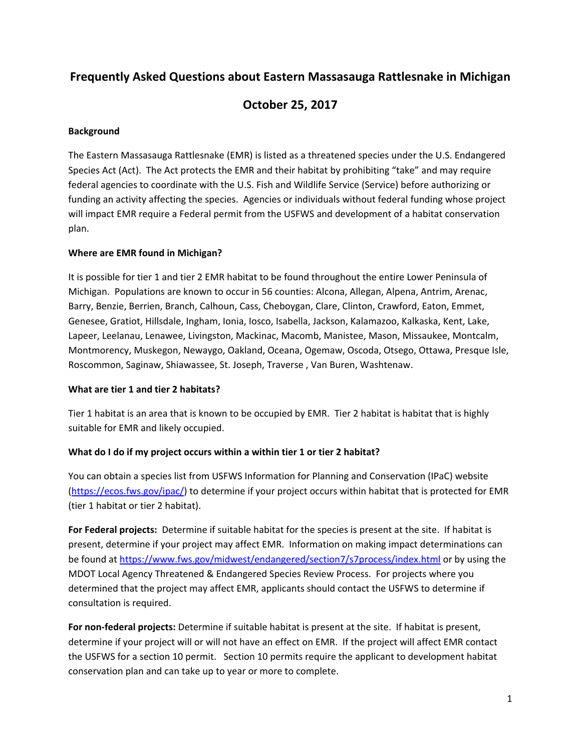# Frequently Asked Questions about Eastern Massasauga Rattlesnake in Michigan

## October 25, 2017

**Background**

The Eastern Massasauga Rattlesnake (EMR) is listed as a threatened species under the U.S. Endangered Species Act (Act). The Act protects the EMR and their habitat by prohibiting "take" and may require federal agencies to coordinate with the U.S. Fish and Wildlife Service (Service) before authorizing or funding an activity affecting the species. Agencies or individuals without federal funding whose project will impact EMR require a Federal permit from the USFWS and development of a habitat conservation plan.

**Where are EMR found in Michigan?**

It is possible for tier 1 and tier 2 EMR habitat to be found throughout the entire Lower Peninsula of Michigan. Populations are known to occur in 56 counties: Alcona, Allegan, Alpena, Antrim, Arenac, Barry, Benzie, Berrien, Branch, Calhoun, Cass, Cheboygan, Clare, Clinton, Crawford, Eaton, Emmet, Genesee, Gratiot, Hillsdale, Ingham, Ionia, Iosco, Isabella, Jackson, Kalamazoo, Kalkaska, Kent, Lake, Lapeer, Leelanau, Lenawee, Livingston, Mackinac, Macomb, Manistee, Mason, Missaukee, Montcalm, Montmorency, Muskegon, Newaygo, Oakland, Oceana, Ogemaw, Oscoda, Otsego, Ottawa, Presque Isle, Roscommon, Saginaw, Shiawassee, St. Joseph, Traverse , Van Buren, Washtenaw.

**What are tier 1 and tier 2 habitats?**

Tier 1 habitat is an area that is known to be occupied by EMR. Tier 2 habitat is habitat that is highly suitable for EMR and likely occupied.

**What do I do if my project occurs within a within tier 1 or tier 2 habitat?**

You can obtain a species list from USFWS Information for Planning and Conservation (IPaC) website (https://ecos.fws.gov/ipac/) to determine if your project occurs within habitat that is protected for EMR (tier 1 habitat or tier 2 habitat).

**For Federal projects:** Determine if suitable habitat for the species is present at the site. If habitat is present, determine if your project may affect EMR. Information on making impact determinations can be found at https://www.fws.gov/midwest/endangered/section7/s7process/index.html or by using the MDOT Local Agency Threatened & Endangered Species Review Process. For projects where you determined that the project may affect EMR, applicants should contact the USFWS to determine if consultation is required.

**For non-federal projects:** Determine if suitable habitat is present at the site. If habitat is present, determine if your project will or will not have an effect on EMR. If the project will affect EMR contact the USFWS for a section 10 permit. Section 10 permits require the applicant to development habitat conservation plan and can take up to year or more to complete.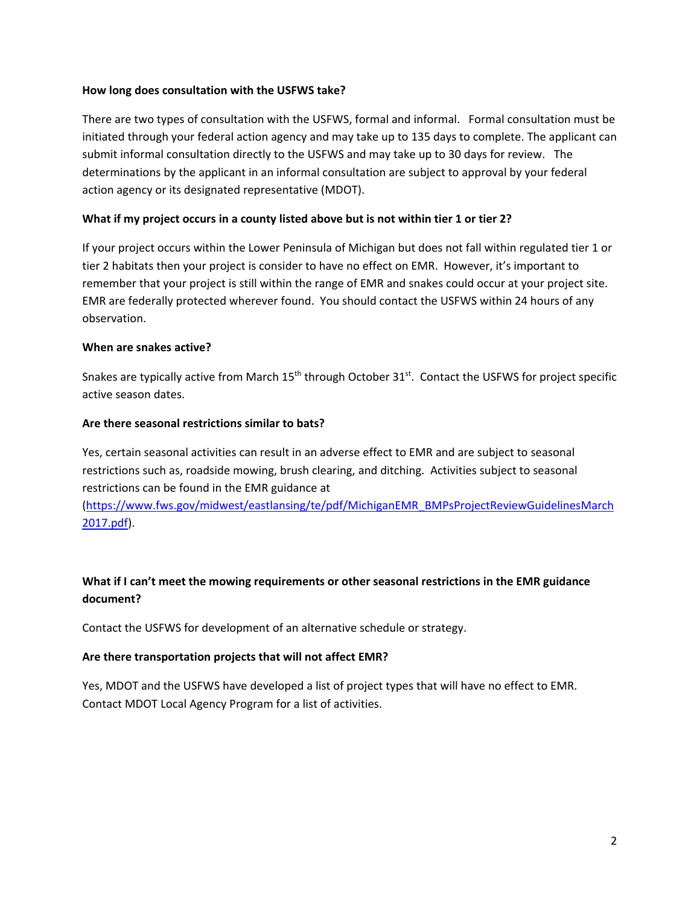**How long does consultation with the USFWS take?**

There are two types of consultation with the USFWS, formal and informal. Formal consultation must be initiated through your federal action agency and may take up to 135 days to complete. The applicant can submit informal consultation directly to the USFWS and may take up to 30 days for review. The determinations by the applicant in an informal consultation are subject to approval by your federal action agency or its designated representative (MDOT).

**What if my project occurs in a county listed above but is not within tier 1 or tier 2?**

If your project occurs within the Lower Peninsula of Michigan but does not fall within regulated tier 1 or tier 2 habitats then your project is consider to have no effect on EMR. However, it's important to remember that your project is still within the range of EMR and snakes could occur at your project site. EMR are federally protected wherever found. You should contact the USFWS within 24 hours of any observation.

**When are snakes active?**

Snakes are typically active from March 15th through October 31st. Contact the USFWS for project specific active season dates.

**Are there seasonal restrictions similar to bats?**

Yes, certain seasonal activities can result in an adverse effect to EMR and are subject to seasonal restrictions such as, roadside mowing, brush clearing, and ditching. Activities subject to seasonal restrictions can be found in the EMR guidance at (https://www.fws.gov/midwest/eastlansing/te/pdf/MichiganEMR_BMPsProjectReviewGuidelinesMarch2017.pdf).

**What if I can't meet the mowing requirements or other seasonal restrictions in the EMR guidance document?**

Contact the USFWS for development of an alternative schedule or strategy.

**Are there transportation projects that will not affect EMR?**

Yes, MDOT and the USFWS have developed a list of project types that will have no effect to EMR. Contact MDOT Local Agency Program for a list of activities.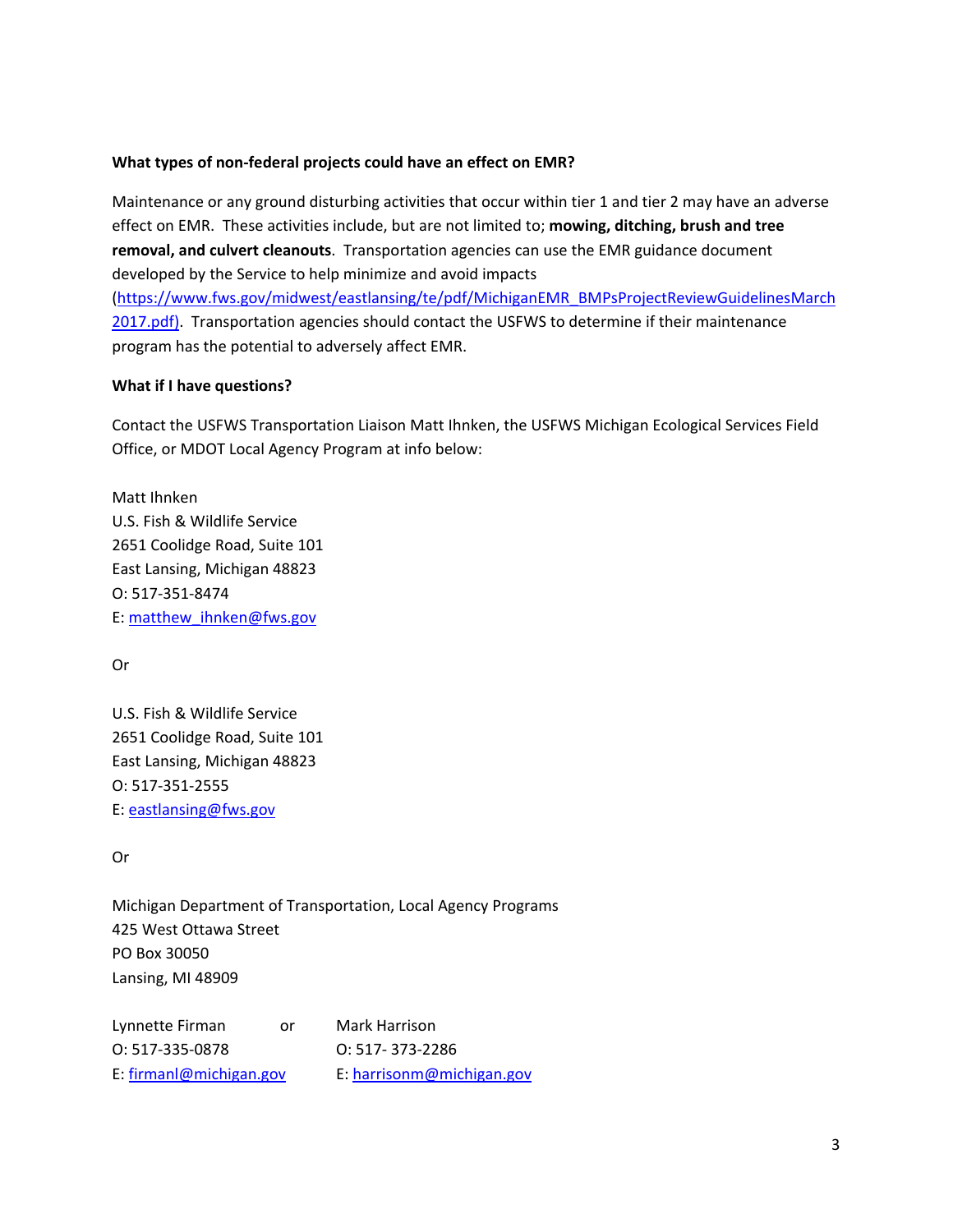**What types of non-federal projects could have an effect on EMR?**

Maintenance or any ground disturbing activities that occur within tier 1 and tier 2 may have an adverse effect on EMR. These activities include, but are not limited to; **mowing, ditching, brush and tree removal, and culvert cleanouts**. Transportation agencies can use the EMR guidance document developed by the Service to help minimize and avoid impacts (https://www.fws.gov/midwest/eastlansing/te/pdf/MichiganEMR_BMPsProjectReviewGuidelinesMarch2017.pdf). Transportation agencies should contact the USFWS to determine if their maintenance program has the potential to adversely affect EMR.

**What if I have questions?**

Contact the USFWS Transportation Liaison Matt Ihnken, the USFWS Michigan Ecological Services Field Office, or MDOT Local Agency Program at info below:

Matt Ihnken
U.S. Fish & Wildlife Service
2651 Coolidge Road, Suite 101
East Lansing, Michigan 48823
O: 517-351-8474
E: matthew_ihnken@fws.gov

Or

U.S. Fish & Wildlife Service
2651 Coolidge Road, Suite 101
East Lansing, Michigan 48823
O: 517-351-2555
E: eastlansing@fws.gov

Or

Michigan Department of Transportation, Local Agency Programs
425 West Ottawa Street
PO Box 30050
Lansing, MI 48909

| | | |
|---|---|---|
| Lynnette Firman | or | Mark Harrison |
| O: 517-335-0878 | | O: 517- 373-2286 |
| E: firmanl@michigan.gov | | E: harrisonm@michigan.gov |